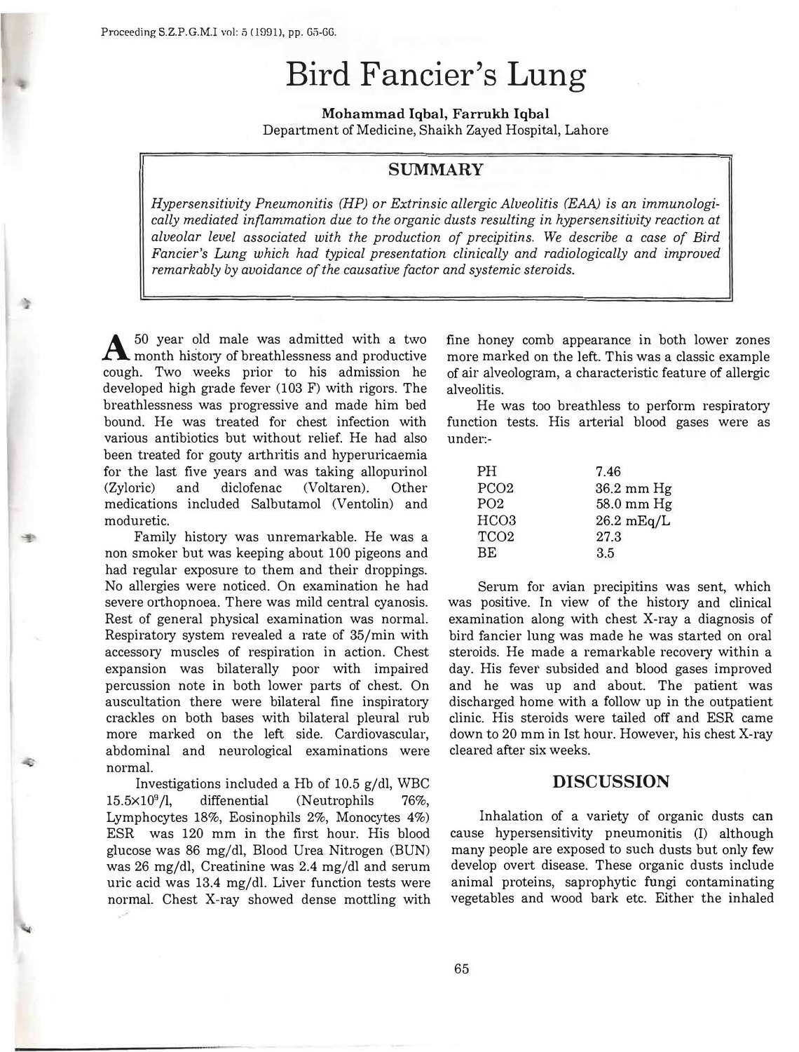# Bird Fancier's Lung

**Mohammad Iqbal, Farrukh Iqbal**
Department of Medicine, Shaikh Zayed Hospital, Lahore

## SUMMARY

*Hypersensitivity Pneumonitis (HP) or Extrinsic allergic Alveolitis (EAA) is an immunologically mediated inflammation due to the organic dusts resulting in hypersensitivity reaction at alveolar level associated with the production of precipitins. We describe a case of Bird Fancier's Lung which had typical presentation clinically and radiologically and improved remarkably by avoidance of the causative factor and systemic steroids.*

A 50 year old male was admitted with a two month history of breathlessness and productive cough. Two weeks prior to his admission he developed high grade fever (103 F) with rigors. The breathlessness was progressive and made him bed bound. He was treated for chest infection with various antibiotics but without relief. He had also been treated for gouty arthritis and hyperuricaemia for the last five years and was taking allopurinol (Zyloric) and diclofenac (Voltaren). Other medications included Salbutamol (Ventolin) and moduretic.

Family history was unremarkable. He was a non smoker but was keeping about 100 pigeons and had regular exposure to them and their droppings. No allergies were noticed. On examination he had severe orthopnoea. There was mild central cyanosis. Rest of general physical examination was normal. Respiratory system revealed a rate of 35/min with accessory muscles of respiration in action. Chest expansion was bilaterally poor with impaired percussion note in both lower parts of chest. On auscultation there were bilateral fine inspiratory crackles on both bases with bilateral pleural rub more marked on the left side. Cardiovascular, abdominal and neurological examinations were normal.

Investigations included a Hb of 10.5 g/dl, WBC $15.5 \times 10^9$/l, diffenential (Neutrophils 76%, Lymphocytes 18%, Eosinophils 2%, Monocytes 4%) ESR was 120 mm in the first hour. His blood glucose was 86 mg/dl, Blood Urea Nitrogen (BUN) was 26 mg/dl, Creatinine was 2.4 mg/dl and serum uric acid was 13.4 mg/dl. Liver function tests were normal. Chest X-ray showed dense mottling with fine honey comb appearance in both lower zones more marked on the left. This was a classic example of air alveologram, a characteristic feature of allergic alveolitis.

He was too breathless to perform respiratory function tests. His arterial blood gases were as under:-

| | |
|---|---|
| PH | 7.46 |
| PCO2 | 36.2 mm Hg |
| PO2 | 58.0 mm Hg |
| HCO3 | 26.2 mEq/L |
| TCO2 | 27.3 |
| BE | 3.5 |

Serum for avian precipitins was sent, which was positive. In view of the history and clinical examination along with chest X-ray a diagnosis of bird fancier lung was made he was started on oral steroids. He made a remarkable recovery within a day. His fever subsided and blood gases improved and he was up and about. The patient was discharged home with a follow up in the outpatient clinic. His steroids were tailed off and ESR came down to 20 mm in Ist hour. However, his chest X-ray cleared after six weeks.

## DISCUSSION

Inhalation of a variety of organic dusts can cause hypersensitivity pneumonitis (I) although many people are exposed to such dusts but only few develop overt disease. These organic dusts include animal proteins, saprophytic fungi contaminating vegetables and wood bark etc. Either the inhaled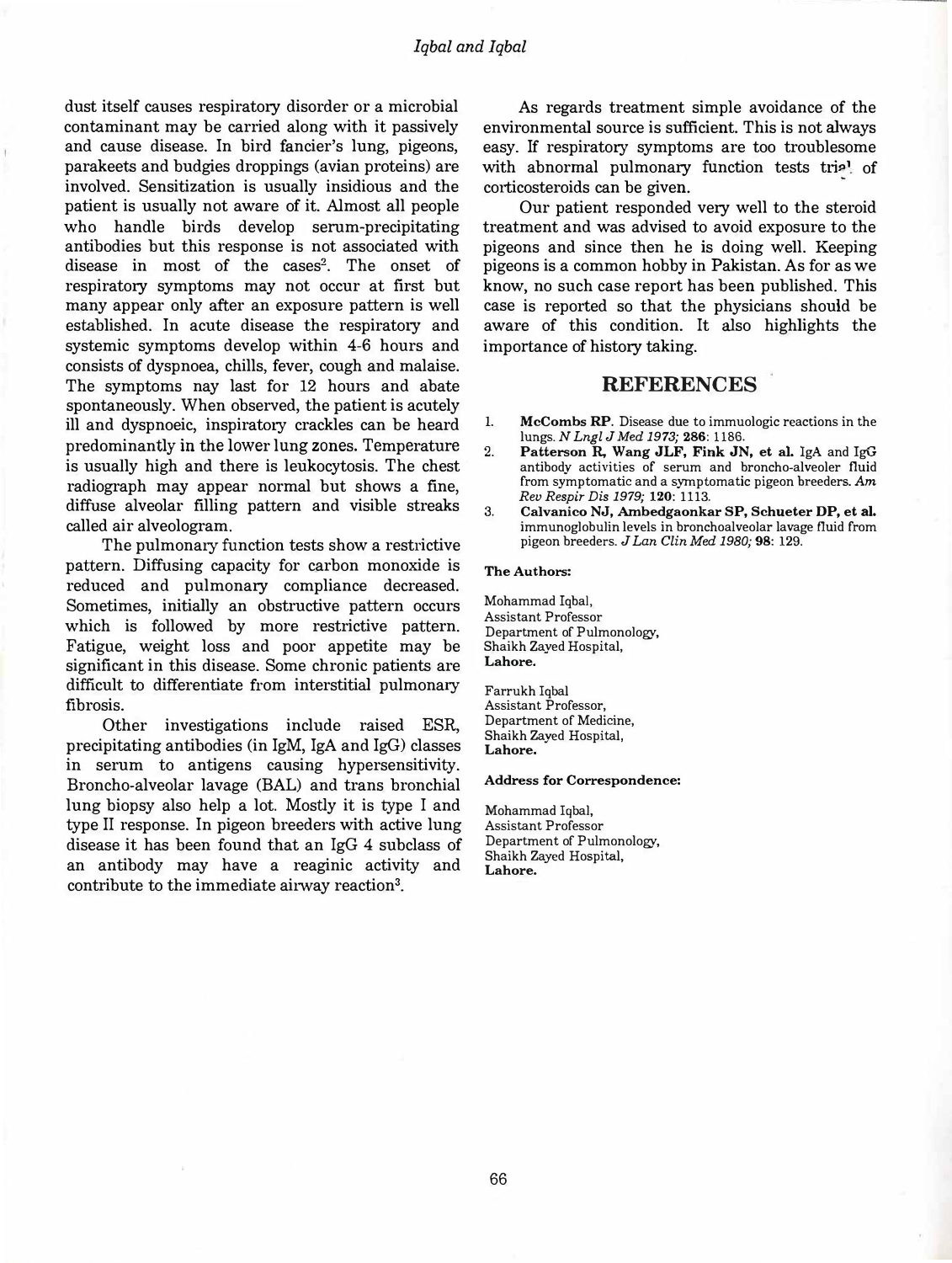dust itself causes respiratory disorder or a microbial contaminant may be carried along with it passively and cause disease. In bird fancier's lung, pigeons, parakeets and budgies droppings (avian proteins) are involved. Sensitization is usually insidious and the patient is usually not aware of it. Almost all people who handle birds develop serum-precipitating antibodies but this response is not associated with disease in most of the cases[2]. The onset of respiratory symptoms may not occur at first but many appear only after an exposure pattern is well established. In acute disease the respiratory and systemic symptoms develop within 4-6 hours and consists of dyspnoea, chills, fever, cough and malaise. The symptoms nay last for 12 hours and abate spontaneously. When observed, the patient is acutely ill and dyspnoeic, inspiratory crackles can be heard predominantly in the lower lung zones. Temperature is usually high and there is leukocytosis. The chest radiograph may appear normal but shows a fine, diffuse alveolar filling pattern and visible streaks called air alveologram.

The pulmonary function tests show a restrictive pattern. Diffusing capacity for carbon monoxide is reduced and pulmonary compliance decreased. Sometimes, initially an obstructive pattern occurs which is followed by more restrictive pattern. Fatigue, weight loss and poor appetite may be significant in this disease. Some chronic patients are difficult to differentiate from interstitial pulmonary fibrosis.

Other investigations include raised ESR, precipitating antibodies (in IgM, IgA and IgG) classes in serum to antigens causing hypersensitivity. Broncho-alveolar lavage (BAL) and trans bronchial lung biopsy also help a lot. Mostly it is type I and type II response. In pigeon breeders with active lung disease it has been found that an IgG 4 subclass of an antibody may have a reaginic activity and contribute to the immediate airway reaction[3].

As regards treatment simple avoidance of the environmental source is sufficient. This is not always easy. If respiratory symptoms are too troublesome with abnormal pulmonary function tests trial of corticosteroids can be given.

Our patient responded very well to the steroid treatment and was advised to avoid exposure to the pigeons and since then he is doing well. Keeping pigeons is a common hobby in Pakistan. As for as we know, no such case report has been published. This case is reported so that the physicians should be aware of this condition. It also highlights the importance of history taking.

## REFERENCES

1. **McCombs RP**. Disease due to immuologic reactions in the lungs. *N Lngl J Med 1973;* **286**: 1186.
2. **Patterson R, Wang JLF, Fink JN, et al.** IgA and IgG antibody activities of serum and broncho-alveoler fluid from symptomatic and a symptomatic pigeon breeders. *Am Rev Respir Dis 1979;* **120**: 1113.
3. **Calvanico NJ, Ambedgaonkar SP, Schueter DP, et al.** immunoglobulin levels in bronchoalveolar lavage fluid from pigeon breeders. *J Lan Clin Med 1980;* **98**: 129.

**The Authors:**

Mohammad Iqbal,
Assistant Professor
Department of Pulmonology,
Shaikh Zayed Hospital,
**Lahore.**

Farrukh Iqbal
Assistant Professor,
Department of Medicine,
Shaikh Zayed Hospital,
**Lahore.**

**Address for Correspondence:**

Mohammad Iqbal,
Assistant Professor
Department of Pulmonology,
Shaikh Zayed Hospital,
**Lahore.**